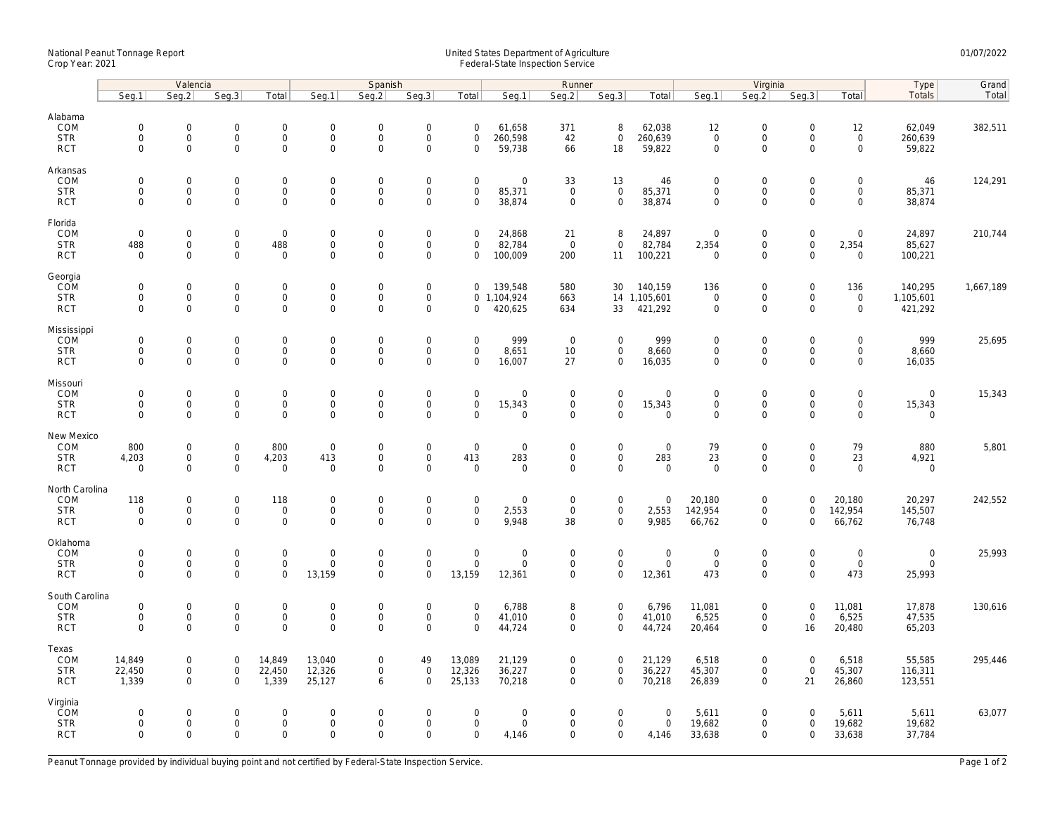National Peanut Tonnage Report
Crop Year: 2021

United States Department of Agriculture
Federal-State Inspection Service

01/07/2022

| | Valencia | | | | Spanish | | | | Runner | | | | Virginia | | | | Type | Grand |
|---|---|---|---|---|---|---|---|---|---|---|---|---|---|---|---|---|---|---|
| | Seg.1 | Seg.2 | Seg.3 | Total | Seg.1 | Seg.2 | Seg.3 | Total | Seg.1 | Seg.2 | Seg.3 | Total | Seg.1 | Seg.2 | Seg.3 | Total | Totals | Total |
| **Alabama** | | | | | | | | | | | | | | | | | | |
| COM | 0 | 0 | 0 | 0 | 0 | 0 | 0 | 0 | 61,658 | 371 | 8 | 62,038 | 12 | 0 | 0 | 12 | 62,049 | 382,511 |
| STR | 0 | 0 | 0 | 0 | 0 | 0 | 0 | 0 | 260,598 | 42 | 0 | 260,639 | 0 | 0 | 0 | 0 | 260,639 | |
| RCT | 0 | 0 | 0 | 0 | 0 | 0 | 0 | 0 | 59,738 | 66 | 18 | 59,822 | 0 | 0 | 0 | 0 | 59,822 | |
| **Arkansas** | | | | | | | | | | | | | | | | | | |
| COM | 0 | 0 | 0 | 0 | 0 | 0 | 0 | 0 | 0 | 33 | 13 | 46 | 0 | 0 | 0 | 0 | 46 | 124,291 |
| STR | 0 | 0 | 0 | 0 | 0 | 0 | 0 | 0 | 85,371 | 0 | 0 | 85,371 | 0 | 0 | 0 | 0 | 85,371 | |
| RCT | 0 | 0 | 0 | 0 | 0 | 0 | 0 | 0 | 38,874 | 0 | 0 | 38,874 | 0 | 0 | 0 | 0 | 38,874 | |
| **Florida** | | | | | | | | | | | | | | | | | | |
| COM | 0 | 0 | 0 | 0 | 0 | 0 | 0 | 0 | 24,868 | 21 | 8 | 24,897 | 0 | 0 | 0 | 0 | 24,897 | 210,744 |
| STR | 488 | 0 | 0 | 488 | 0 | 0 | 0 | 0 | 82,784 | 0 | 0 | 82,784 | 2,354 | 0 | 0 | 2,354 | 85,627 | |
| RCT | 0 | 0 | 0 | 0 | 0 | 0 | 0 | 0 | 100,009 | 200 | 11 | 100,221 | 0 | 0 | 0 | 0 | 100,221 | |
| **Georgia** | | | | | | | | | | | | | | | | | | |
| COM | 0 | 0 | 0 | 0 | 0 | 0 | 0 | 0 | 139,548 | 580 | 30 | 140,159 | 136 | 0 | 0 | 136 | 140,295 | 1,667,189 |
| STR | 0 | 0 | 0 | 0 | 0 | 0 | 0 | 0 | 1,104,924 | 663 | 14 | 1,105,601 | 0 | 0 | 0 | 0 | 1,105,601 | |
| RCT | 0 | 0 | 0 | 0 | 0 | 0 | 0 | 0 | 420,625 | 634 | 33 | 421,292 | 0 | 0 | 0 | 0 | 421,292 | |
| **Mississippi** | | | | | | | | | | | | | | | | | | |
| COM | 0 | 0 | 0 | 0 | 0 | 0 | 0 | 0 | 999 | 0 | 0 | 999 | 0 | 0 | 0 | 0 | 999 | 25,695 |
| STR | 0 | 0 | 0 | 0 | 0 | 0 | 0 | 0 | 8,651 | 10 | 0 | 8,660 | 0 | 0 | 0 | 0 | 8,660 | |
| RCT | 0 | 0 | 0 | 0 | 0 | 0 | 0 | 0 | 16,007 | 27 | 0 | 16,035 | 0 | 0 | 0 | 0 | 16,035 | |
| **Missouri** | | | | | | | | | | | | | | | | | | |
| COM | 0 | 0 | 0 | 0 | 0 | 0 | 0 | 0 | 0 | 0 | 0 | 0 | 0 | 0 | 0 | 0 | 0 | 15,343 |
| STR | 0 | 0 | 0 | 0 | 0 | 0 | 0 | 0 | 15,343 | 0 | 0 | 15,343 | 0 | 0 | 0 | 0 | 15,343 | |
| RCT | 0 | 0 | 0 | 0 | 0 | 0 | 0 | 0 | 0 | 0 | 0 | 0 | 0 | 0 | 0 | 0 | 0 | |
| **New Mexico** | | | | | | | | | | | | | | | | | | |
| COM | 800 | 0 | 0 | 800 | 0 | 0 | 0 | 0 | 0 | 0 | 0 | 0 | 79 | 0 | 0 | 79 | 880 | 5,801 |
| STR | 4,203 | 0 | 0 | 4,203 | 413 | 0 | 0 | 413 | 283 | 0 | 0 | 283 | 23 | 0 | 0 | 23 | 4,921 | |
| RCT | 0 | 0 | 0 | 0 | 0 | 0 | 0 | 0 | 0 | 0 | 0 | 0 | 0 | 0 | 0 | 0 | 0 | |
| **North Carolina** | | | | | | | | | | | | | | | | | | |
| COM | 118 | 0 | 0 | 118 | 0 | 0 | 0 | 0 | 0 | 0 | 0 | 0 | 20,180 | 0 | 0 | 20,180 | 20,297 | 242,552 |
| STR | 0 | 0 | 0 | 0 | 0 | 0 | 0 | 0 | 2,553 | 0 | 0 | 2,553 | 142,954 | 0 | 0 | 142,954 | 145,507 | |
| RCT | 0 | 0 | 0 | 0 | 0 | 0 | 0 | 0 | 9,948 | 38 | 0 | 9,985 | 66,762 | 0 | 0 | 66,762 | 76,748 | |
| **Oklahoma** | | | | | | | | | | | | | | | | | | |
| COM | 0 | 0 | 0 | 0 | 0 | 0 | 0 | 0 | 0 | 0 | 0 | 0 | 0 | 0 | 0 | 0 | 0 | 25,993 |
| STR | 0 | 0 | 0 | 0 | 0 | 0 | 0 | 0 | 0 | 0 | 0 | 0 | 0 | 0 | 0 | 0 | 0 | |
| RCT | 0 | 0 | 0 | 0 | 13,159 | 0 | 0 | 13,159 | 12,361 | 0 | 0 | 12,361 | 473 | 0 | 0 | 473 | 25,993 | |
| **South Carolina** | | | | | | | | | | | | | | | | | | |
| COM | 0 | 0 | 0 | 0 | 0 | 0 | 0 | 0 | 6,788 | 8 | 0 | 6,796 | 11,081 | 0 | 0 | 11,081 | 17,878 | 130,616 |
| STR | 0 | 0 | 0 | 0 | 0 | 0 | 0 | 0 | 41,010 | 0 | 0 | 41,010 | 6,525 | 0 | 0 | 6,525 | 47,535 | |
| RCT | 0 | 0 | 0 | 0 | 0 | 0 | 0 | 0 | 44,724 | 0 | 0 | 44,724 | 20,464 | 0 | 16 | 20,480 | 65,203 | |
| **Texas** | | | | | | | | | | | | | | | | | | |
| COM | 14,849 | 0 | 0 | 14,849 | 13,040 | 0 | 49 | 13,089 | 21,129 | 0 | 0 | 21,129 | 6,518 | 0 | 0 | 6,518 | 55,585 | 295,446 |
| STR | 22,450 | 0 | 0 | 22,450 | 12,326 | 0 | 0 | 12,326 | 36,227 | 0 | 0 | 36,227 | 45,307 | 0 | 0 | 45,307 | 116,311 | |
| RCT | 1,339 | 0 | 0 | 1,339 | 25,127 | 6 | 0 | 25,133 | 70,218 | 0 | 0 | 70,218 | 26,839 | 0 | 21 | 26,860 | 123,551 | |
| **Virginia** | | | | | | | | | | | | | | | | | | |
| COM | 0 | 0 | 0 | 0 | 0 | 0 | 0 | 0 | 0 | 0 | 0 | 0 | 5,611 | 0 | 0 | 5,611 | 5,611 | 63,077 |
| STR | 0 | 0 | 0 | 0 | 0 | 0 | 0 | 0 | 0 | 0 | 0 | 0 | 19,682 | 0 | 0 | 19,682 | 19,682 | |
| RCT | 0 | 0 | 0 | 0 | 0 | 0 | 0 | 0 | 4,146 | 0 | 0 | 4,146 | 33,638 | 0 | 0 | 33,638 | 37,784 | |

Peanut Tonnage provided by individual buying point and not certified by Federal-State Inspection Service.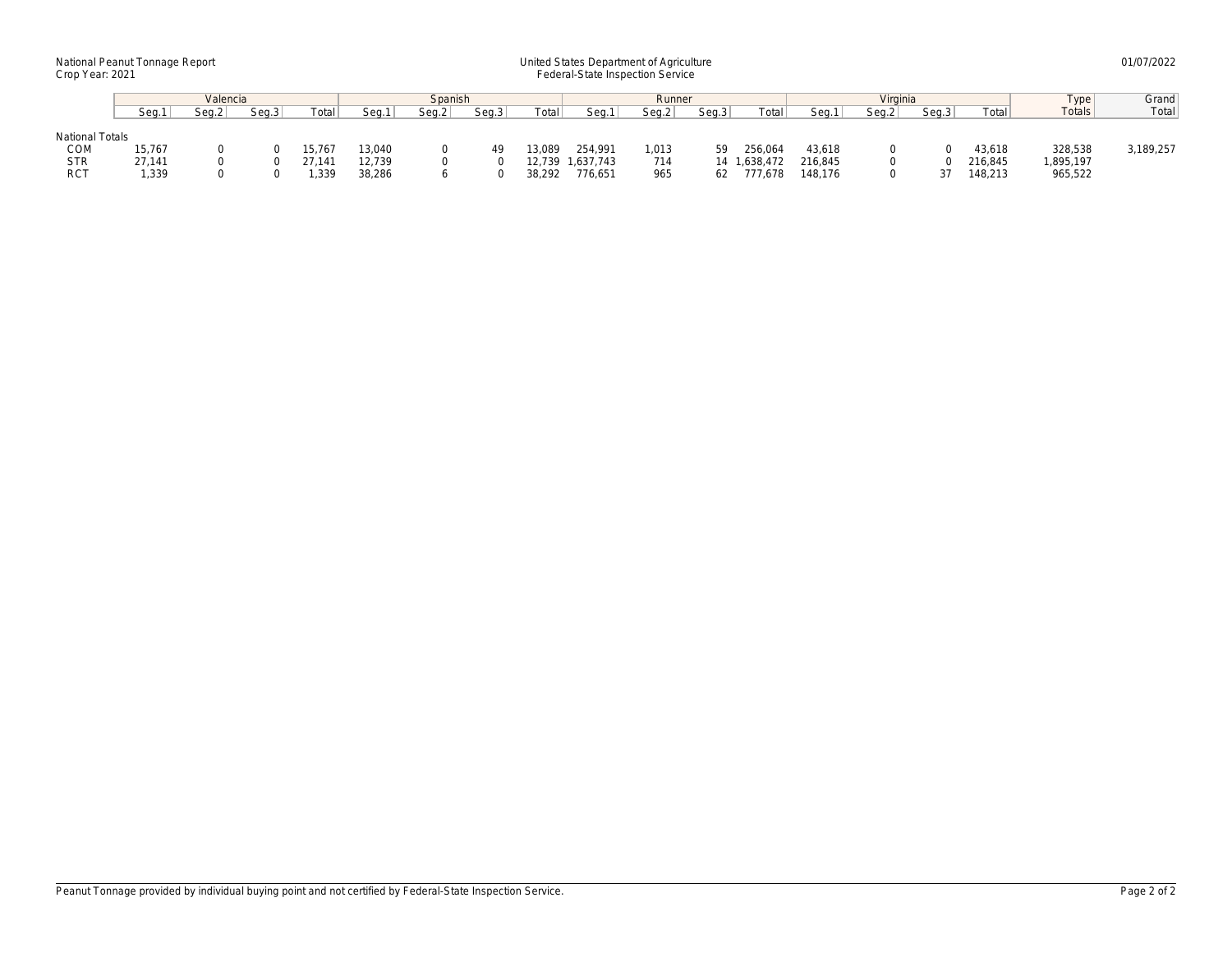National Peanut Tonnage Report
Crop Year: 2021

United States Department of Agriculture
Federal-State Inspection Service

01/07/2022

| | Valencia | | | | Spanish | | | | Runner | | | | Virginia | | | | Type | Grand |
|---|---|---|---|---|---|---|---|---|---|---|---|---|---|---|---|---|---|---|
| | Seg.1 | Seg.2 | Seg.3 | Total | Seg.1 | Seg.2 | Seg.3 | Total | Seg.1 | Seg.2 | Seg.3 | Total | Seg.1 | Seg.2 | Seg.3 | Total | Totals | Total |
| National Totals | | | | | | | | | | | | | | | | | | |
| COM | 15,767 | 0 | 0 | 15,767 | 13,040 | 0 | 49 | 13,089 | 254,991 | 1,013 | 59 | 256,064 | 43,618 | 0 | 0 | 43,618 | 328,538 | 3,189,257 |
| STR | 27,141 | 0 | 0 | 27,141 | 12,739 | 0 | 0 | 12,739 | 1,637,743 | 714 | 14 | 1,638,472 | 216,845 | 0 | 0 | 216,845 | 1,895,197 | |
| RCT | 1,339 | 0 | 0 | 1,339 | 38,286 | 6 | 0 | 38,292 | 776,651 | 965 | 62 | 777,678 | 148,176 | 0 | 37 | 148,213 | 965,522 | |

Peanut Tonnage provided by individual buying point and not certified by Federal-State Inspection Service.